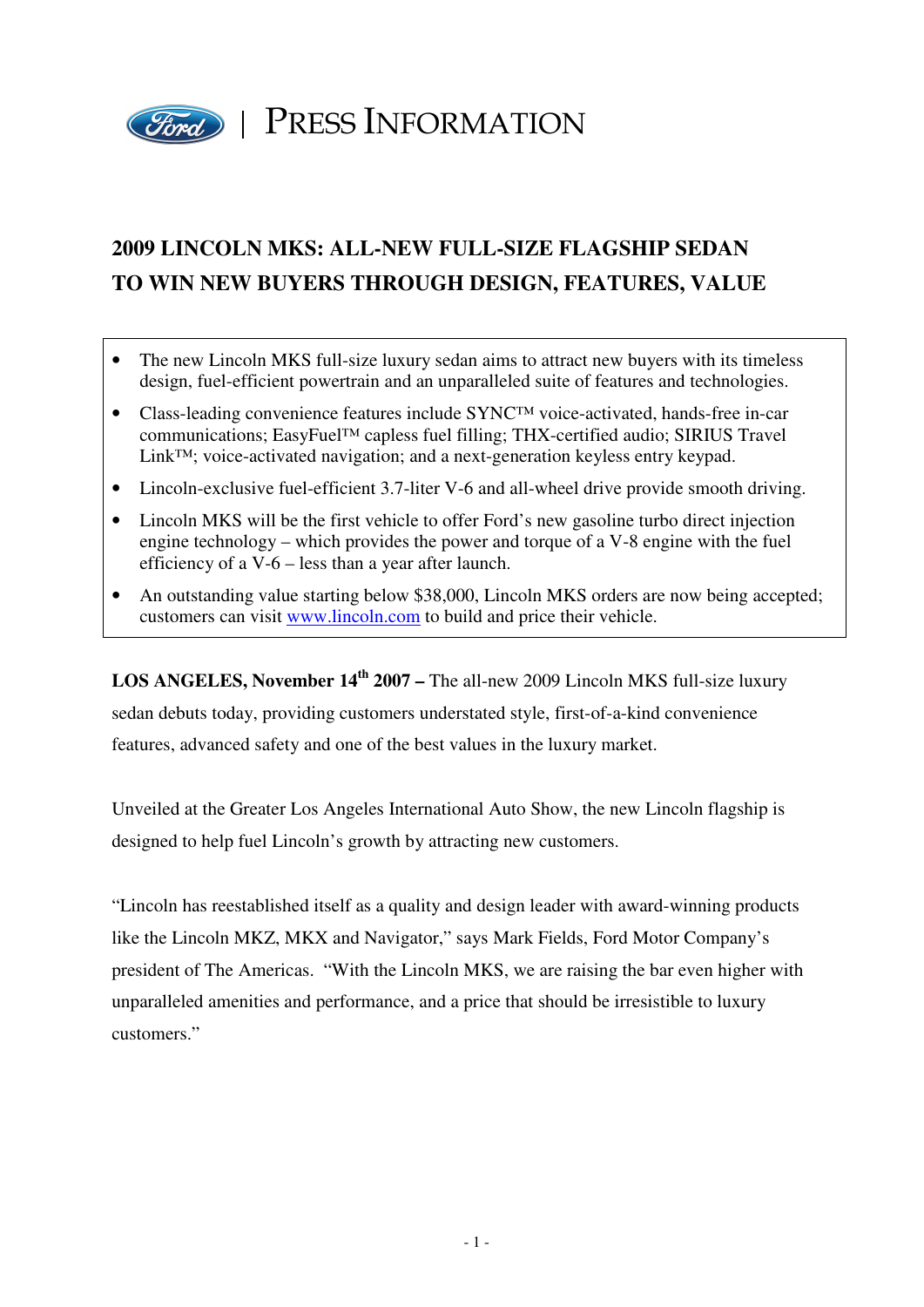PRESS INFORMATION

# 2009 LINCOLN MKS: ALL-NEW FULL-SIZE FLAGSHIP SEDAN TO WIN NEW BUYERS THROUGH DESIGN, FEATURES, VALUE

- The new Lincoln MKS full-size luxury sedan aims to attract new buyers with its timeless design, fuel-efficient powertrain and an unparalleled suite of features and technologies.
- Class-leading convenience features include SYNC™ voice-activated, hands-free in-car communications; EasyFuel™ capless fuel filling; THX-certified audio; SIRIUS Travel Link™; voice-activated navigation; and a next-generation keyless entry keypad.
- Lincoln-exclusive fuel-efficient 3.7-liter V-6 and all-wheel drive provide smooth driving.
- Lincoln MKS will be the first vehicle to offer Ford's new gasoline turbo direct injection engine technology – which provides the power and torque of a V-8 engine with the fuel efficiency of a V-6 – less than a year after launch.
- An outstanding value starting below $38,000, Lincoln MKS orders are now being accepted; customers can visit www.lincoln.com to build and price their vehicle.

**LOS ANGELES, November 14th 2007 –** The all-new 2009 Lincoln MKS full-size luxury sedan debuts today, providing customers understated style, first-of-a-kind convenience features, advanced safety and one of the best values in the luxury market.

Unveiled at the Greater Los Angeles International Auto Show, the new Lincoln flagship is designed to help fuel Lincoln's growth by attracting new customers.

"Lincoln has reestablished itself as a quality and design leader with award-winning products like the Lincoln MKZ, MKX and Navigator," says Mark Fields, Ford Motor Company's president of The Americas. "With the Lincoln MKS, we are raising the bar even higher with unparalleled amenities and performance, and a price that should be irresistible to luxury customers."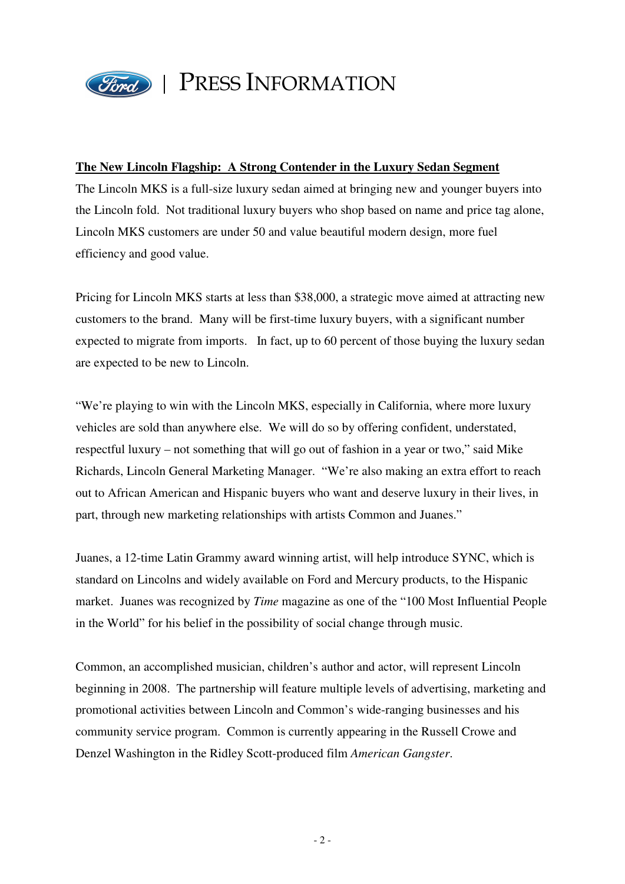**The New Lincoln Flagship: A Strong Contender in the Luxury Sedan Segment**

The Lincoln MKS is a full-size luxury sedan aimed at bringing new and younger buyers into the Lincoln fold. Not traditional luxury buyers who shop based on name and price tag alone, Lincoln MKS customers are under 50 and value beautiful modern design, more fuel efficiency and good value.

Pricing for Lincoln MKS starts at less than $38,000, a strategic move aimed at attracting new customers to the brand. Many will be first-time luxury buyers, with a significant number expected to migrate from imports. In fact, up to 60 percent of those buying the luxury sedan are expected to be new to Lincoln.

"We're playing to win with the Lincoln MKS, especially in California, where more luxury vehicles are sold than anywhere else. We will do so by offering confident, understated, respectful luxury – not something that will go out of fashion in a year or two," said Mike Richards, Lincoln General Marketing Manager. "We're also making an extra effort to reach out to African American and Hispanic buyers who want and deserve luxury in their lives, in part, through new marketing relationships with artists Common and Juanes."

Juanes, a 12-time Latin Grammy award winning artist, will help introduce SYNC, which is standard on Lincolns and widely available on Ford and Mercury products, to the Hispanic market. Juanes was recognized by *Time* magazine as one of the "100 Most Influential People in the World" for his belief in the possibility of social change through music.

Common, an accomplished musician, children's author and actor, will represent Lincoln beginning in 2008. The partnership will feature multiple levels of advertising, marketing and promotional activities between Lincoln and Common's wide-ranging businesses and his community service program. Common is currently appearing in the Russell Crowe and Denzel Washington in the Ridley Scott-produced film *American Gangster*.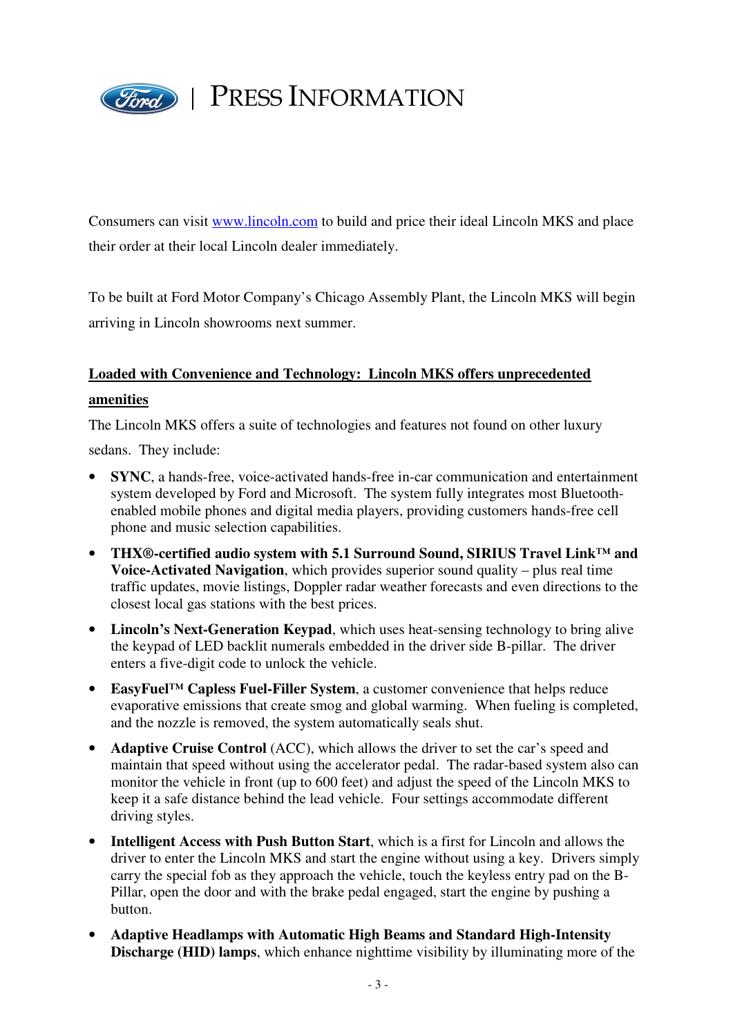Consumers can visit [www.lincoln.com](http://www.lincoln.com) to build and price their ideal Lincoln MKS and place their order at their local Lincoln dealer immediately.

To be built at Ford Motor Company's Chicago Assembly Plant, the Lincoln MKS will begin arriving in Lincoln showrooms next summer.

**Loaded with Convenience and Technology: Lincoln MKS offers unprecedented amenities**

The Lincoln MKS offers a suite of technologies and features not found on other luxury sedans. They include:

- **SYNC**, a hands-free, voice-activated hands-free in-car communication and entertainment system developed by Ford and Microsoft. The system fully integrates most Bluetooth-enabled mobile phones and digital media players, providing customers hands-free cell phone and music selection capabilities.
- **THX®-certified audio system with 5.1 Surround Sound, SIRIUS Travel Link™ and Voice-Activated Navigation**, which provides superior sound quality – plus real time traffic updates, movie listings, Doppler radar weather forecasts and even directions to the closest local gas stations with the best prices.
- **Lincoln's Next-Generation Keypad**, which uses heat-sensing technology to bring alive the keypad of LED backlit numerals embedded in the driver side B-pillar. The driver enters a five-digit code to unlock the vehicle.
- **EasyFuel™ Capless Fuel-Filler System**, a customer convenience that helps reduce evaporative emissions that create smog and global warming. When fueling is completed, and the nozzle is removed, the system automatically seals shut.
- **Adaptive Cruise Control** (ACC), which allows the driver to set the car's speed and maintain that speed without using the accelerator pedal. The radar-based system also can monitor the vehicle in front (up to 600 feet) and adjust the speed of the Lincoln MKS to keep it a safe distance behind the lead vehicle. Four settings accommodate different driving styles.
- **Intelligent Access with Push Button Start**, which is a first for Lincoln and allows the driver to enter the Lincoln MKS and start the engine without using a key. Drivers simply carry the special fob as they approach the vehicle, touch the keyless entry pad on the B-Pillar, open the door and with the brake pedal engaged, start the engine by pushing a button.
- **Adaptive Headlamps with Automatic High Beams and Standard High-Intensity Discharge (HID) lamps**, which enhance nighttime visibility by illuminating more of the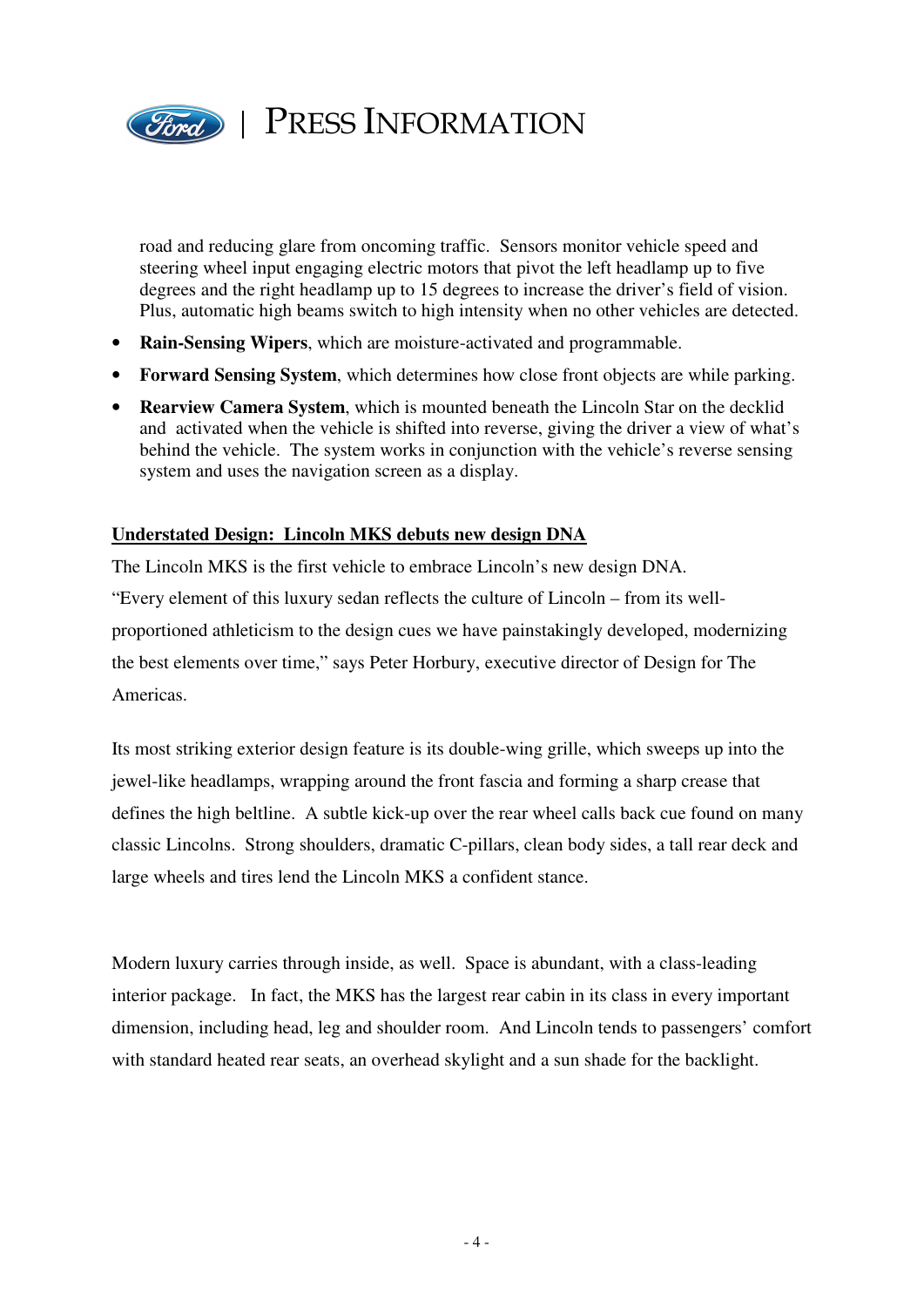road and reducing glare from oncoming traffic. Sensors monitor vehicle speed and steering wheel input engaging electric motors that pivot the left headlamp up to five degrees and the right headlamp up to 15 degrees to increase the driver's field of vision. Plus, automatic high beams switch to high intensity when no other vehicles are detected.

- **Rain-Sensing Wipers**, which are moisture-activated and programmable.
- **Forward Sensing System**, which determines how close front objects are while parking.
- **Rearview Camera System**, which is mounted beneath the Lincoln Star on the decklid and activated when the vehicle is shifted into reverse, giving the driver a view of what's behind the vehicle. The system works in conjunction with the vehicle's reverse sensing system and uses the navigation screen as a display.

**Understated Design: Lincoln MKS debuts new design DNA**

The Lincoln MKS is the first vehicle to embrace Lincoln's new design DNA. "Every element of this luxury sedan reflects the culture of Lincoln – from its well-proportioned athleticism to the design cues we have painstakingly developed, modernizing the best elements over time," says Peter Horbury, executive director of Design for The Americas.

Its most striking exterior design feature is its double-wing grille, which sweeps up into the jewel-like headlamps, wrapping around the front fascia and forming a sharp crease that defines the high beltline. A subtle kick-up over the rear wheel calls back cue found on many classic Lincolns. Strong shoulders, dramatic C-pillars, clean body sides, a tall rear deck and large wheels and tires lend the Lincoln MKS a confident stance.

Modern luxury carries through inside, as well. Space is abundant, with a class-leading interior package. In fact, the MKS has the largest rear cabin in its class in every important dimension, including head, leg and shoulder room. And Lincoln tends to passengers' comfort with standard heated rear seats, an overhead skylight and a sun shade for the backlight.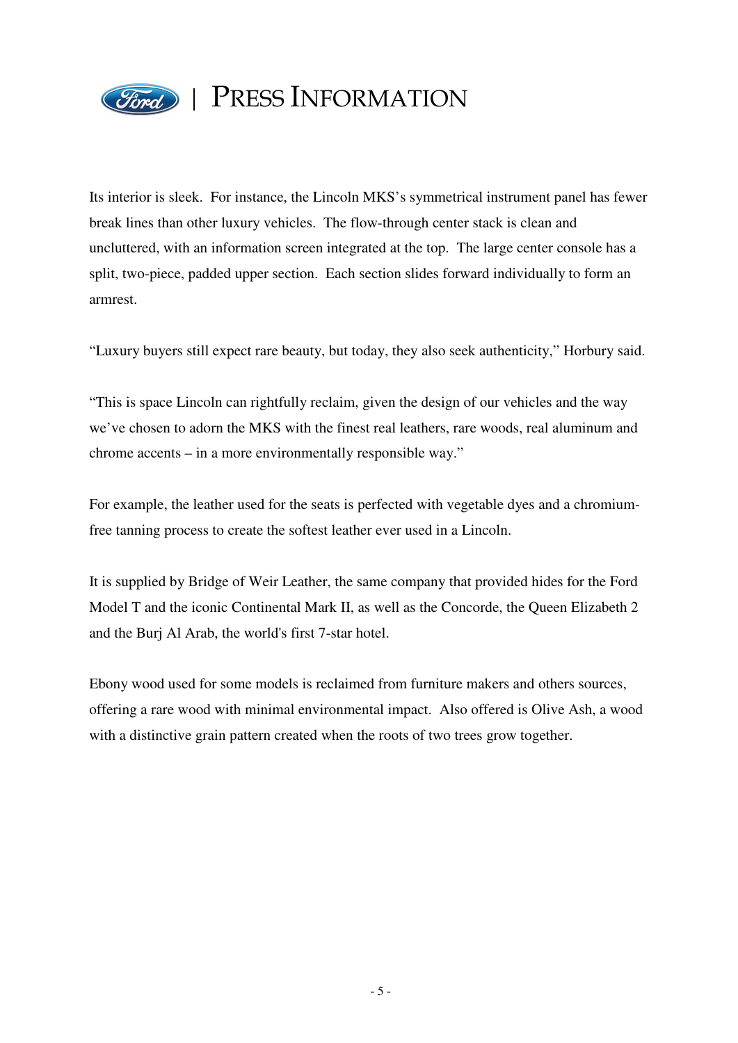Its interior is sleek. For instance, the Lincoln MKS's symmetrical instrument panel has fewer break lines than other luxury vehicles. The flow-through center stack is clean and uncluttered, with an information screen integrated at the top. The large center console has a split, two-piece, padded upper section. Each section slides forward individually to form an armrest.

"Luxury buyers still expect rare beauty, but today, they also seek authenticity," Horbury said.

"This is space Lincoln can rightfully reclaim, given the design of our vehicles and the way we've chosen to adorn the MKS with the finest real leathers, rare woods, real aluminum and chrome accents – in a more environmentally responsible way."

For example, the leather used for the seats is perfected with vegetable dyes and a chromium-free tanning process to create the softest leather ever used in a Lincoln.

It is supplied by Bridge of Weir Leather, the same company that provided hides for the Ford Model T and the iconic Continental Mark II, as well as the Concorde, the Queen Elizabeth 2 and the Burj Al Arab, the world's first 7-star hotel.

Ebony wood used for some models is reclaimed from furniture makers and others sources, offering a rare wood with minimal environmental impact. Also offered is Olive Ash, a wood with a distinctive grain pattern created when the roots of two trees grow together.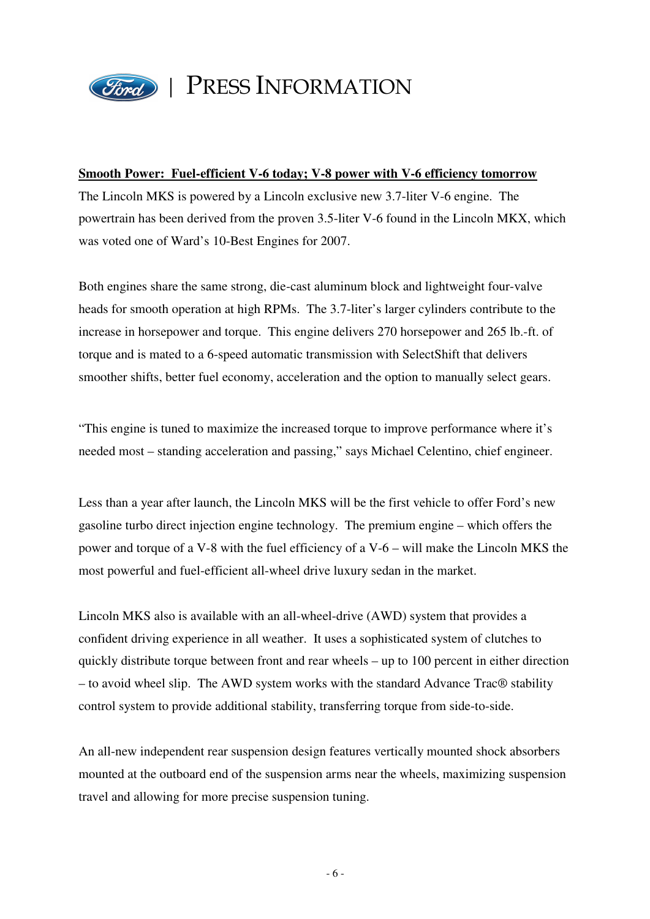**Smooth Power: Fuel-efficient V-6 today; V-8 power with V-6 efficiency tomorrow**

The Lincoln MKS is powered by a Lincoln exclusive new 3.7-liter V-6 engine. The powertrain has been derived from the proven 3.5-liter V-6 found in the Lincoln MKX, which was voted one of Ward's 10-Best Engines for 2007.

Both engines share the same strong, die-cast aluminum block and lightweight four-valve heads for smooth operation at high RPMs. The 3.7-liter's larger cylinders contribute to the increase in horsepower and torque. This engine delivers 270 horsepower and 265 lb.-ft. of torque and is mated to a 6-speed automatic transmission with SelectShift that delivers smoother shifts, better fuel economy, acceleration and the option to manually select gears.

"This engine is tuned to maximize the increased torque to improve performance where it's needed most – standing acceleration and passing," says Michael Celentino, chief engineer.

Less than a year after launch, the Lincoln MKS will be the first vehicle to offer Ford's new gasoline turbo direct injection engine technology. The premium engine – which offers the power and torque of a V-8 with the fuel efficiency of a V-6 – will make the Lincoln MKS the most powerful and fuel-efficient all-wheel drive luxury sedan in the market.

Lincoln MKS also is available with an all-wheel-drive (AWD) system that provides a confident driving experience in all weather. It uses a sophisticated system of clutches to quickly distribute torque between front and rear wheels – up to 100 percent in either direction – to avoid wheel slip. The AWD system works with the standard Advance Trac® stability control system to provide additional stability, transferring torque from side-to-side.

An all-new independent rear suspension design features vertically mounted shock absorbers mounted at the outboard end of the suspension arms near the wheels, maximizing suspension travel and allowing for more precise suspension tuning.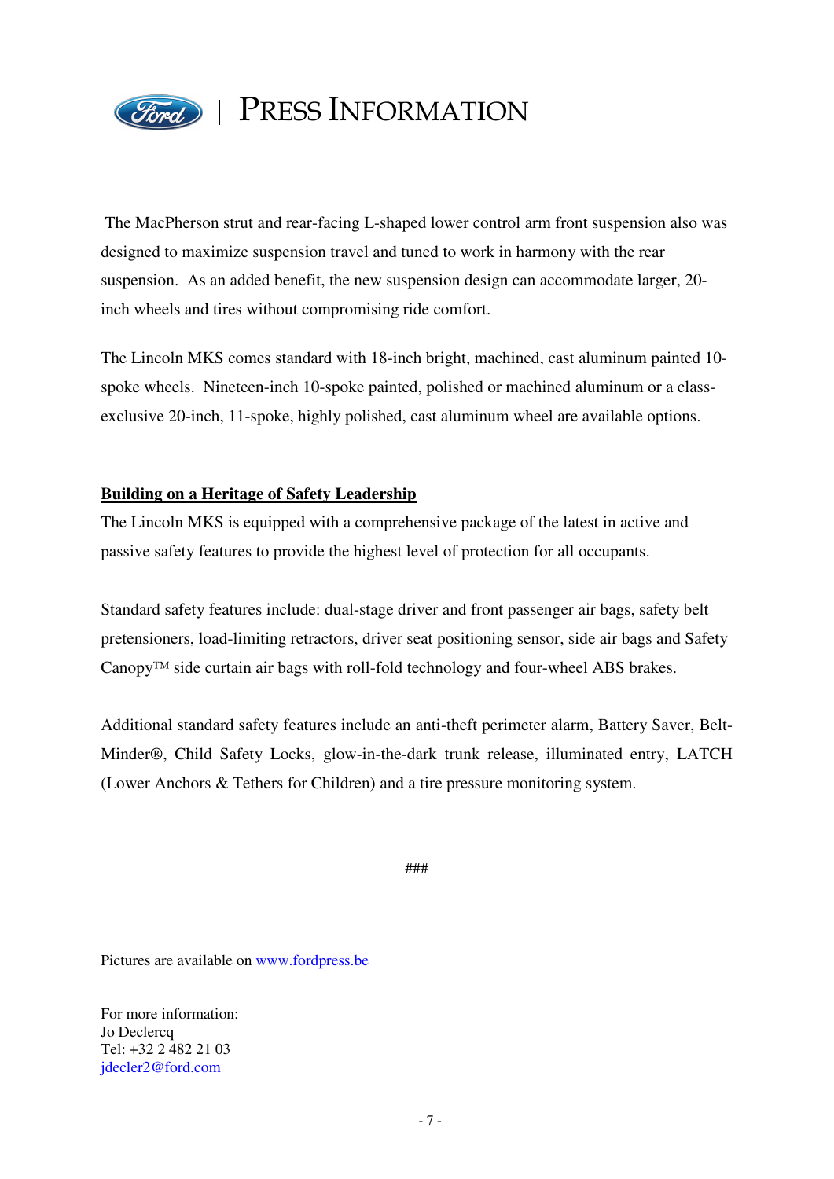The MacPherson strut and rear-facing L-shaped lower control arm front suspension also was designed to maximize suspension travel and tuned to work in harmony with the rear suspension. As an added benefit, the new suspension design can accommodate larger, 20-inch wheels and tires without compromising ride comfort.

The Lincoln MKS comes standard with 18-inch bright, machined, cast aluminum painted 10-spoke wheels. Nineteen-inch 10-spoke painted, polished or machined aluminum or a class-exclusive 20-inch, 11-spoke, highly polished, cast aluminum wheel are available options.

**Building on a Heritage of Safety Leadership**

The Lincoln MKS is equipped with a comprehensive package of the latest in active and passive safety features to provide the highest level of protection for all occupants.

Standard safety features include: dual-stage driver and front passenger air bags, safety belt pretensioners, load-limiting retractors, driver seat positioning sensor, side air bags and Safety Canopy™ side curtain air bags with roll-fold technology and four-wheel ABS brakes.

Additional standard safety features include an anti-theft perimeter alarm, Battery Saver, Belt-Minder®, Child Safety Locks, glow-in-the-dark trunk release, illuminated entry, LATCH (Lower Anchors & Tethers for Children) and a tire pressure monitoring system.

###

Pictures are available on www.fordpress.be

For more information:
Jo Declercq
Tel: +32 2 482 21 03
jdecler2@ford.com